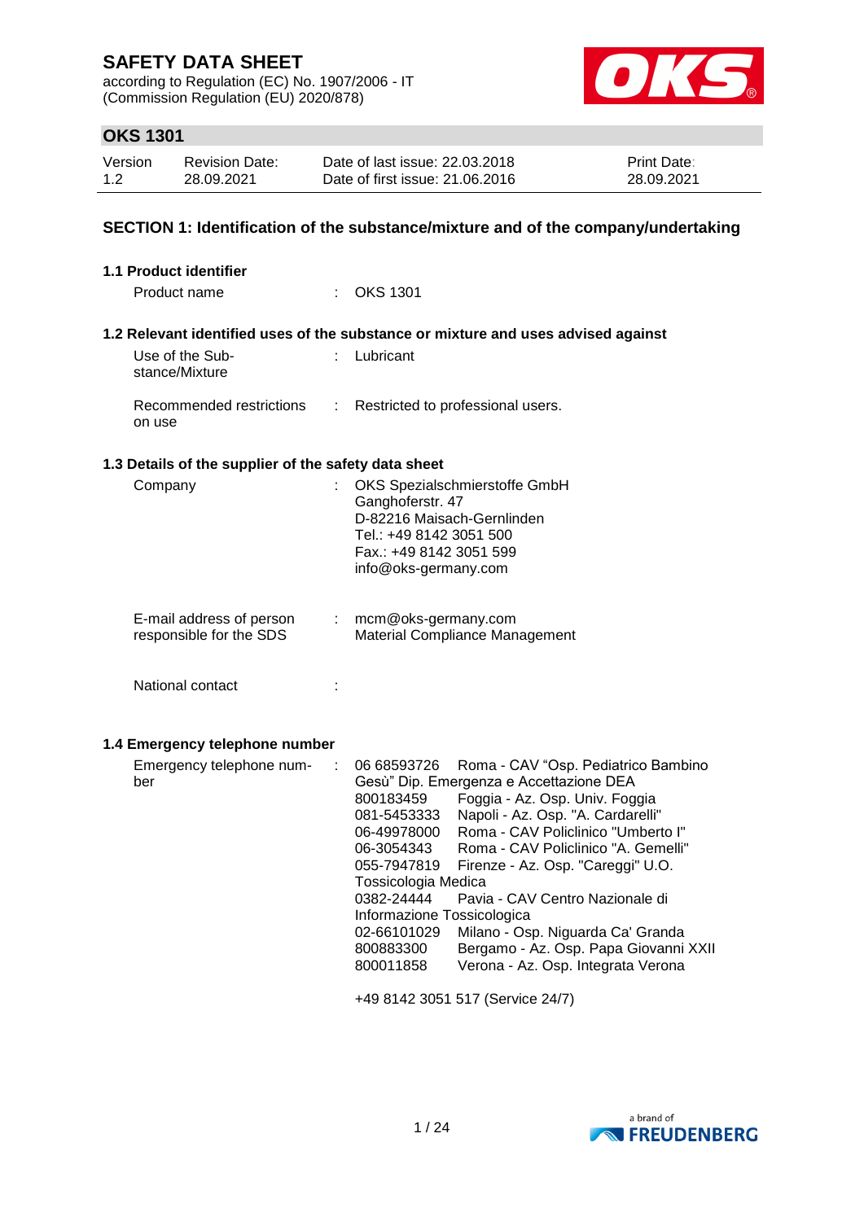# SAFETY DATA SHEET

according to Regulation (EC) No. 1907/2006 - IT
(Commission Regulation (EU) 2020/878)

## OKS 1301

| Version | Revision Date: | Date of last issue: 22.03.2018 | Print Date: |
|---|---|---|---|
| 1.2 | 28.09.2021 | Date of first issue: 21.06.2016 | 28.09.2021 |

## SECTION 1: Identification of the substance/mixture and of the company/undertaking

### 1.1 Product identifier

Product name : OKS 1301

### 1.2 Relevant identified uses of the substance or mixture and uses advised against

Use of the Substance/Mixture : Lubricant

Recommended restrictions on use : Restricted to professional users.

### 1.3 Details of the supplier of the safety data sheet

Company : OKS Spezialschmierstoffe GmbH
Ganghoferstr. 47
D-82216 Maisach-Gernlinden
Tel.: +49 8142 3051 500
Fax.: +49 8142 3051 599
info@oks-germany.com

E-mail address of person responsible for the SDS : mcm@oks-germany.com
Material Compliance Management

National contact :

### 1.4 Emergency telephone number

Emergency telephone number :

| | |
|---|---|
| 06 68593726 | Roma - CAV "Osp. Pediatrico Bambino Gesù" Dip. Emergenza e Accettazione DEA |
| 800183459 | Foggia - Az. Osp. Univ. Foggia |
| 081-5453333 | Napoli - Az. Osp. "A. Cardarelli" |
| 06-49978000 | Roma - CAV Policlinico "Umberto I" |
| 06-3054343 | Roma - CAV Policlinico "A. Gemelli" |
| 055-7947819 | Firenze - Az. Osp. "Careggi" U.O. Tossicologia Medica |
| 0382-24444 | Pavia - CAV Centro Nazionale di Informazione Tossicologica |
| 02-66101029 | Milano - Osp. Niguarda Ca' Granda |
| 800883300 | Bergamo - Az. Osp. Papa Giovanni XXII |
| 800011858 | Verona - Az. Osp. Integrata Verona |

+49 8142 3051 517 (Service 24/7)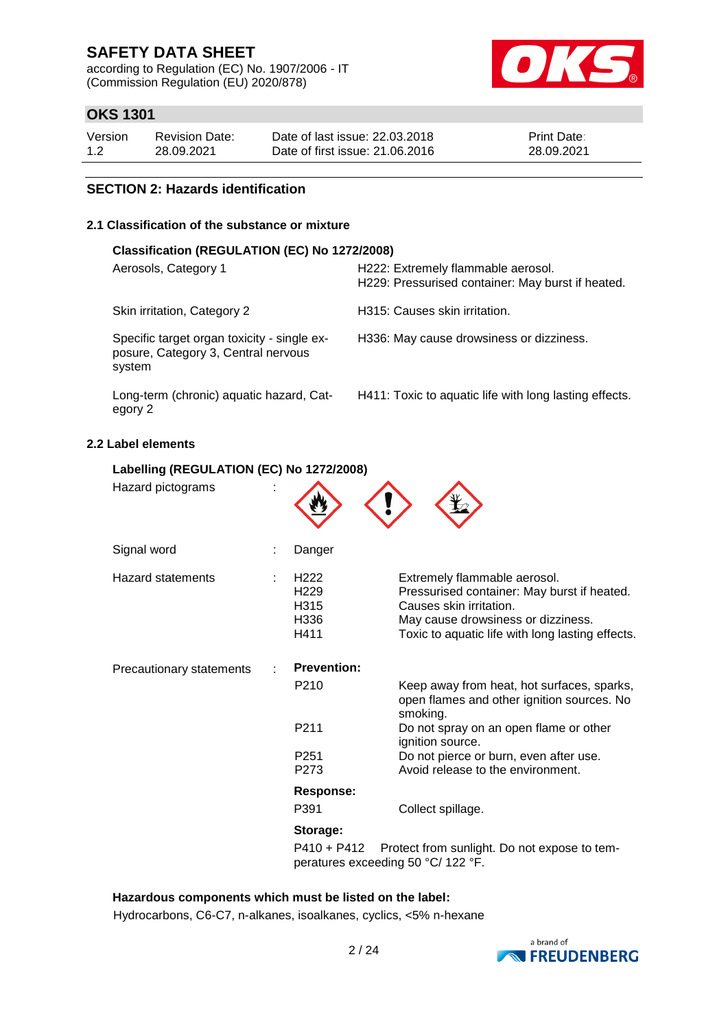## SECTION 2: Hazards identification

### 2.1 Classification of the substance or mixture

**Classification (REGULATION (EC) No 1272/2008)**

| Classification | Hazard statement |
|---|---|
| Aerosols, Category 1 | H222: Extremely flammable aerosol.<br>H229: Pressurised container: May burst if heated. |
| Skin irritation, Category 2 | H315: Causes skin irritation. |
| Specific target organ toxicity - single exposure, Category 3, Central nervous system | H336: May cause drowsiness or dizziness. |
| Long-term (chronic) aquatic hazard, Category 2 | H411: Toxic to aquatic life with long lasting effects. |

### 2.2 Label elements

**Labelling (REGULATION (EC) No 1272/2008)**

Hazard pictograms :

Signal word : Danger

Hazard statements :

| | |
|---|---|
| H222 | Extremely flammable aerosol. |
| H229 | Pressurised container: May burst if heated. |
| H315 | Causes skin irritation. |
| H336 | May cause drowsiness or dizziness. |
| H411 | Toxic to aquatic life with long lasting effects. |

Precautionary statements :

**Prevention:**

| | |
|---|---|
| P210 | Keep away from heat, hot surfaces, sparks, open flames and other ignition sources. No smoking. |
| P211 | Do not spray on an open flame or other ignition source. |
| P251 | Do not pierce or burn, even after use. |
| P273 | Avoid release to the environment. |

**Response:**

| | |
|---|---|
| P391 | Collect spillage. |

**Storage:**

P410 + P412 Protect from sunlight. Do not expose to temperatures exceeding 50 °C/ 122 °F.

**Hazardous components which must be listed on the label:**

Hydrocarbons, C6-C7, n-alkanes, isoalkanes, cyclics, <5% n-hexane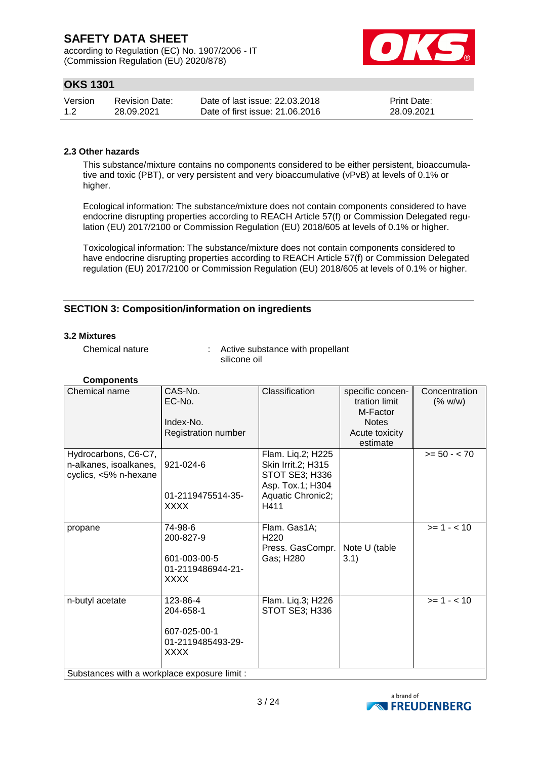### 2.3 Other hazards

This substance/mixture contains no components considered to be either persistent, bioaccumulative and toxic (PBT), or very persistent and very bioaccumulative (vPvB) at levels of 0.1% or higher.

Ecological information: The substance/mixture does not contain components considered to have endocrine disrupting properties according to REACH Article 57(f) or Commission Delegated regulation (EU) 2017/2100 or Commission Regulation (EU) 2018/605 at levels of 0.1% or higher.

Toxicological information: The substance/mixture does not contain components considered to have endocrine disrupting properties according to REACH Article 57(f) or Commission Delegated regulation (EU) 2017/2100 or Commission Regulation (EU) 2018/605 at levels of 0.1% or higher.

## SECTION 3: Composition/information on ingredients

### 3.2 Mixtures

Chemical nature : Active substance with propellant
silicone oil

**Components**

| Chemical name | CAS-No.<br>EC-No.<br><br>Index-No.<br>Registration number | Classification | specific concentration limit<br>M-Factor<br>Notes<br>Acute toxicity estimate | Concentration (% w/w) |
|---|---|---|---|---|
| Hydrocarbons, C6-C7, n-alkanes, isoalkanes, cyclics, <5% n-hexane | 921-024-6<br><br>01-2119475514-35-XXXX | Flam. Liq.2; H225<br>Skin Irrit.2; H315<br>STOT SE3; H336<br>Asp. Tox.1; H304<br>Aquatic Chronic2; H411 | | >= 50 - < 70 |
| propane | 74-98-6<br>200-827-9<br><br>601-003-00-5<br>01-2119486944-21-XXXX | Flam. Gas1A; H220<br>Press. GasCompr. Gas; H280 | Note U (table 3.1) | >= 1 - < 10 |
| n-butyl acetate | 123-86-4<br>204-658-1<br><br>607-025-00-1<br>01-2119485493-29-XXXX | Flam. Liq.3; H226<br>STOT SE3; H336 | | >= 1 - < 10 |
| Substances with a workplace exposure limit : | | | | |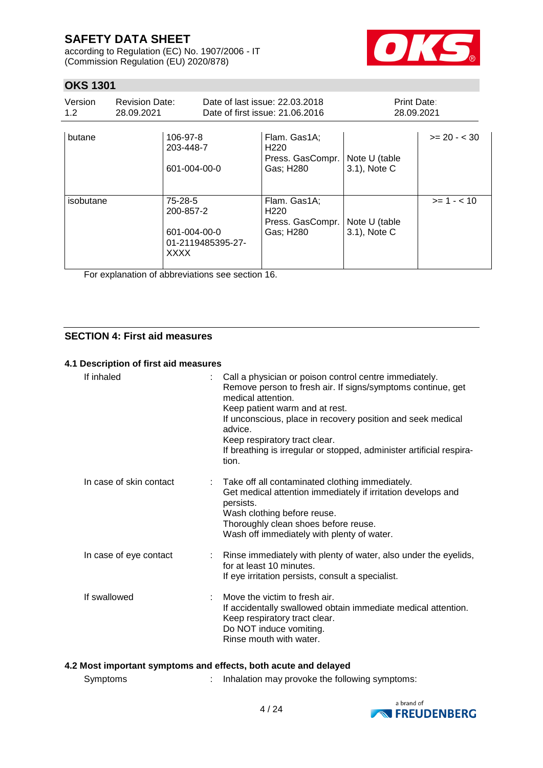| butane | 106-97-8<br>203-448-7<br><br>601-004-00-0 | Flam. Gas1A; H220<br>Press. GasCompr. Gas; H280 | Note U (table 3.1), Note C | >= 20 - < 30 |
|---|---|---|---|---|
| isobutane | 75-28-5<br>200-857-2<br><br>601-004-00-0<br>01-2119485395-27-XXXX | Flam. Gas1A; H220<br>Press. GasCompr. Gas; H280 | Note U (table 3.1), Note C | >= 1 - < 10 |

For explanation of abbreviations see section 16.

## SECTION 4: First aid measures

### 4.1 Description of first aid measures

If inhaled : Call a physician or poison control centre immediately.
Remove person to fresh air. If signs/symptoms continue, get medical attention.
Keep patient warm and at rest.
If unconscious, place in recovery position and seek medical advice.
Keep respiratory tract clear.
If breathing is irregular or stopped, administer artificial respiration.

In case of skin contact : Take off all contaminated clothing immediately.
Get medical attention immediately if irritation develops and persists.
Wash clothing before reuse.
Thoroughly clean shoes before reuse.
Wash off immediately with plenty of water.

In case of eye contact : Rinse immediately with plenty of water, also under the eyelids, for at least 10 minutes.
If eye irritation persists, consult a specialist.

If swallowed : Move the victim to fresh air.
If accidentally swallowed obtain immediate medical attention.
Keep respiratory tract clear.
Do NOT induce vomiting.
Rinse mouth with water.

### 4.2 Most important symptoms and effects, both acute and delayed

Symptoms : Inhalation may provoke the following symptoms: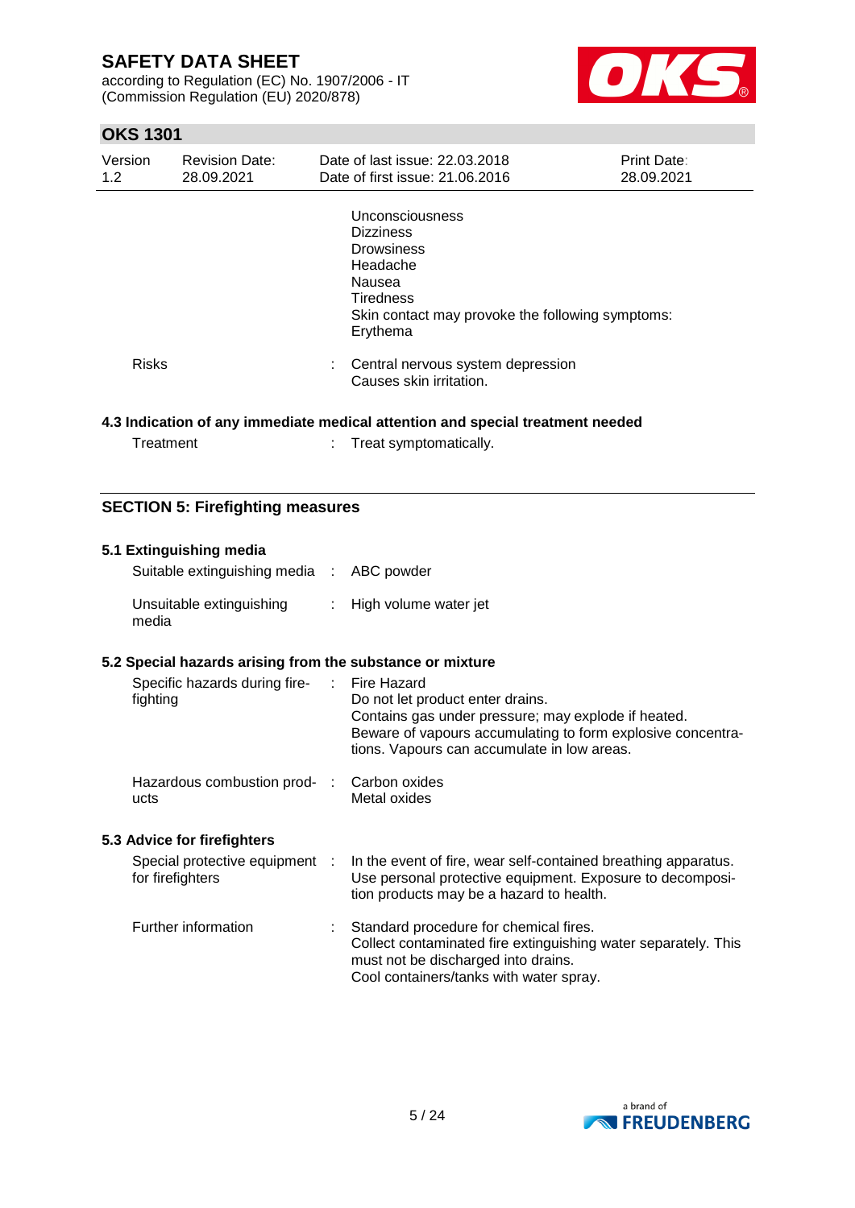Unconsciousness
Dizziness
Drowsiness
Headache
Nausea
Tiredness
Skin contact may provoke the following symptoms:
Erythema

| | | |
|---|---|---|
| Risks | : | Central nervous system depression<br>Causes skin irritation. |

### 4.3 Indication of any immediate medical attention and special treatment needed

| | | |
|---|---|---|
| Treatment | : | Treat symptomatically. |

## SECTION 5: Firefighting measures

### 5.1 Extinguishing media

| | | |
|---|---|---|
| Suitable extinguishing media | : | ABC powder |
| Unsuitable extinguishing media | : | High volume water jet |

### 5.2 Special hazards arising from the substance or mixture

| | | |
|---|---|---|
| Specific hazards during fire-fighting | : | Fire Hazard<br>Do not let product enter drains.<br>Contains gas under pressure; may explode if heated.<br>Beware of vapours accumulating to form explosive concentrations. Vapours can accumulate in low areas. |
| Hazardous combustion products | : | Carbon oxides<br>Metal oxides |

### 5.3 Advice for firefighters

| | | |
|---|---|---|
| Special protective equipment for firefighters | : | In the event of fire, wear self-contained breathing apparatus. Use personal protective equipment. Exposure to decomposition products may be a hazard to health. |
| Further information | : | Standard procedure for chemical fires.<br>Collect contaminated fire extinguishing water separately. This must not be discharged into drains.<br>Cool containers/tanks with water spray. |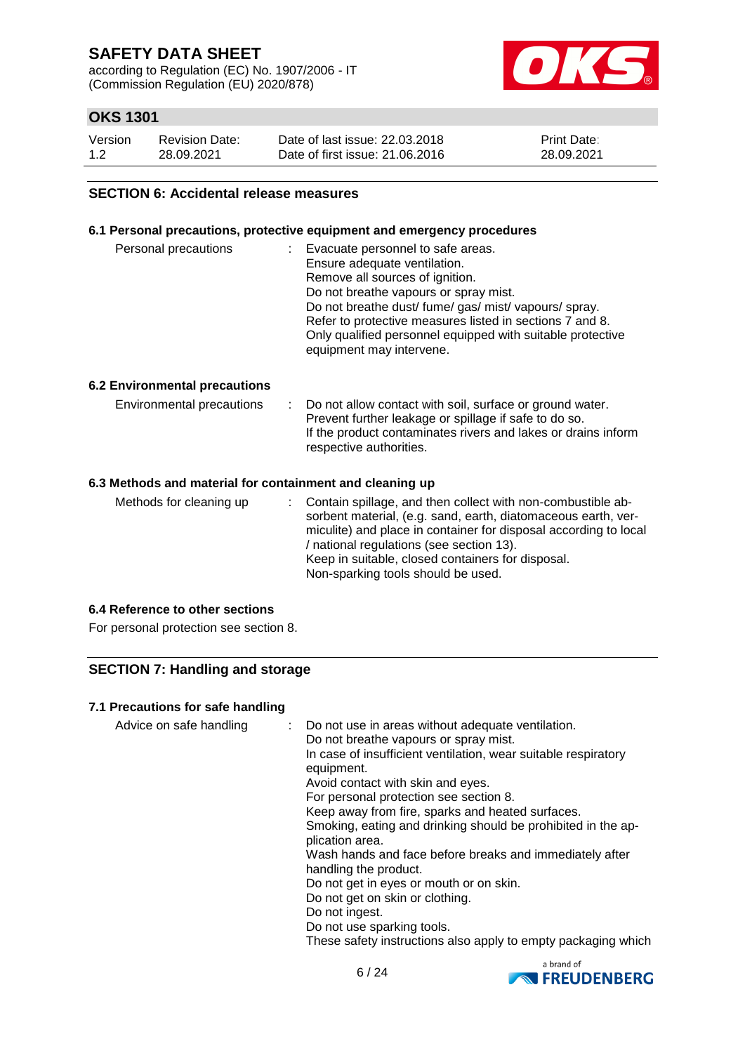## SECTION 6: Accidental release measures

### 6.1 Personal precautions, protective equipment and emergency procedures

Personal precautions : Evacuate personnel to safe areas.
Ensure adequate ventilation.
Remove all sources of ignition.
Do not breathe vapours or spray mist.
Do not breathe dust/ fume/ gas/ mist/ vapours/ spray.
Refer to protective measures listed in sections 7 and 8.
Only qualified personnel equipped with suitable protective equipment may intervene.

### 6.2 Environmental precautions

Environmental precautions : Do not allow contact with soil, surface or ground water.
Prevent further leakage or spillage if safe to do so.
If the product contaminates rivers and lakes or drains inform respective authorities.

### 6.3 Methods and material for containment and cleaning up

Methods for cleaning up : Contain spillage, and then collect with non-combustible absorbent material, (e.g. sand, earth, diatomaceous earth, vermiculite) and place in container for disposal according to local / national regulations (see section 13).
Keep in suitable, closed containers for disposal.
Non-sparking tools should be used.

### 6.4 Reference to other sections

For personal protection see section 8.

## SECTION 7: Handling and storage

### 7.1 Precautions for safe handling

Advice on safe handling : Do not use in areas without adequate ventilation.
Do not breathe vapours or spray mist.
In case of insufficient ventilation, wear suitable respiratory equipment.
Avoid contact with skin and eyes.
For personal protection see section 8.
Keep away from fire, sparks and heated surfaces.
Smoking, eating and drinking should be prohibited in the application area.
Wash hands and face before breaks and immediately after handling the product.
Do not get in eyes or mouth or on skin.
Do not get on skin or clothing.
Do not ingest.
Do not use sparking tools.
These safety instructions also apply to empty packaging which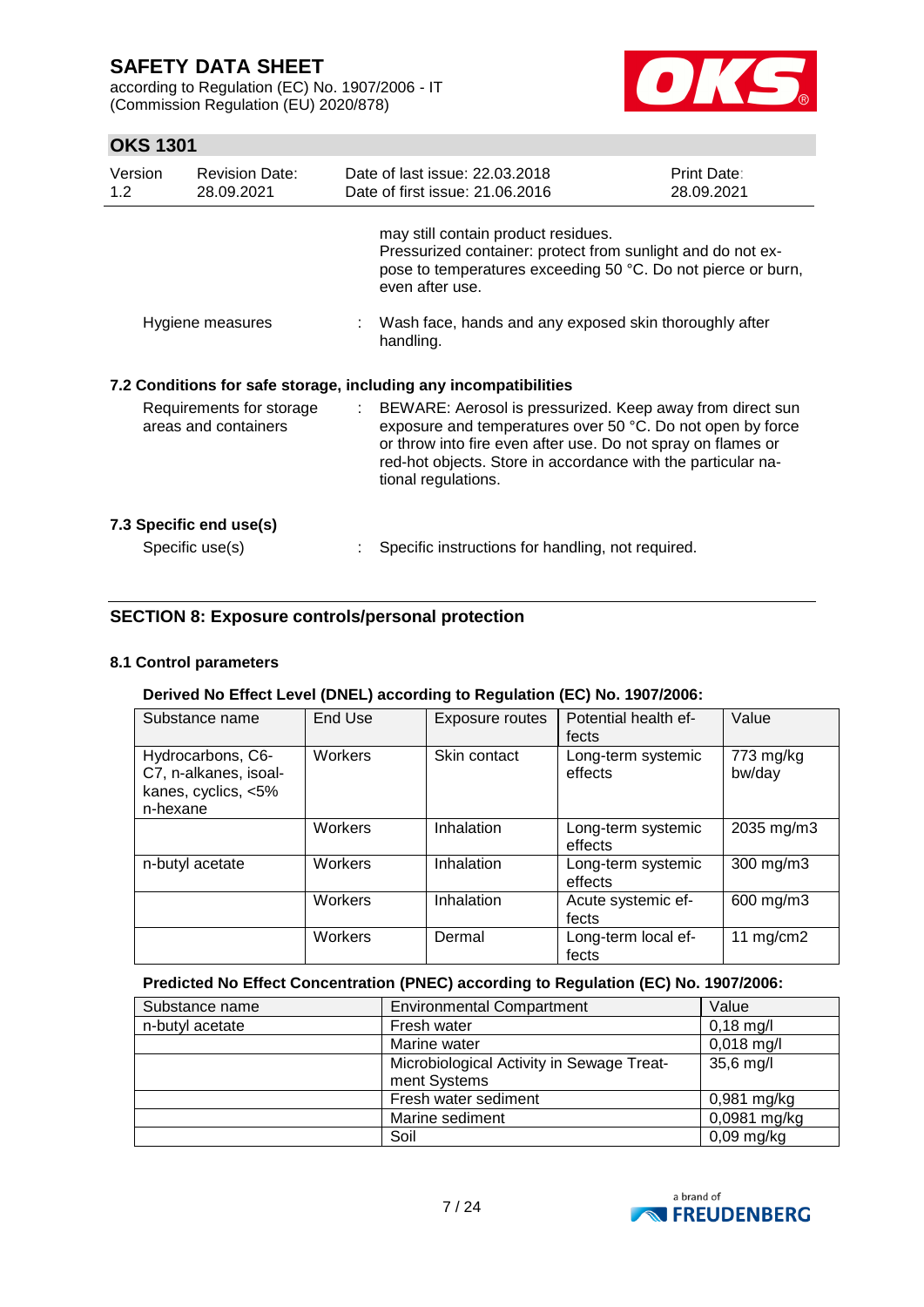may still contain product residues.
Pressurized container: protect from sunlight and do not expose to temperatures exceeding 50 °C. Do not pierce or burn, even after use.

Hygiene measures : Wash face, hands and any exposed skin thoroughly after handling.

### 7.2 Conditions for safe storage, including any incompatibilities

Requirements for storage areas and containers : BEWARE: Aerosol is pressurized. Keep away from direct sun exposure and temperatures over 50 °C. Do not open by force or throw into fire even after use. Do not spray on flames or red-hot objects. Store in accordance with the particular national regulations.

### 7.3 Specific end use(s)

Specific use(s) : Specific instructions for handling, not required.

## SECTION 8: Exposure controls/personal protection

### 8.1 Control parameters

**Derived No Effect Level (DNEL) according to Regulation (EC) No. 1907/2006:**

| Substance name | End Use | Exposure routes | Potential health effects | Value |
|---|---|---|---|---|
| Hydrocarbons, C6-C7, n-alkanes, isoalkanes, cyclics, <5% n-hexane | Workers | Skin contact | Long-term systemic effects | 773 mg/kg bw/day |
| | Workers | Inhalation | Long-term systemic effects | 2035 mg/m3 |
| n-butyl acetate | Workers | Inhalation | Long-term systemic effects | 300 mg/m3 |
| | Workers | Inhalation | Acute systemic effects | 600 mg/m3 |
| | Workers | Dermal | Long-term local effects | 11 mg/cm2 |

**Predicted No Effect Concentration (PNEC) according to Regulation (EC) No. 1907/2006:**

| Substance name | Environmental Compartment | Value |
|---|---|---|
| n-butyl acetate | Fresh water | 0,18 mg/l |
| | Marine water | 0,018 mg/l |
| | Microbiological Activity in Sewage Treatment Systems | 35,6 mg/l |
| | Fresh water sediment | 0,981 mg/kg |
| | Marine sediment | 0,0981 mg/kg |
| | Soil | 0,09 mg/kg |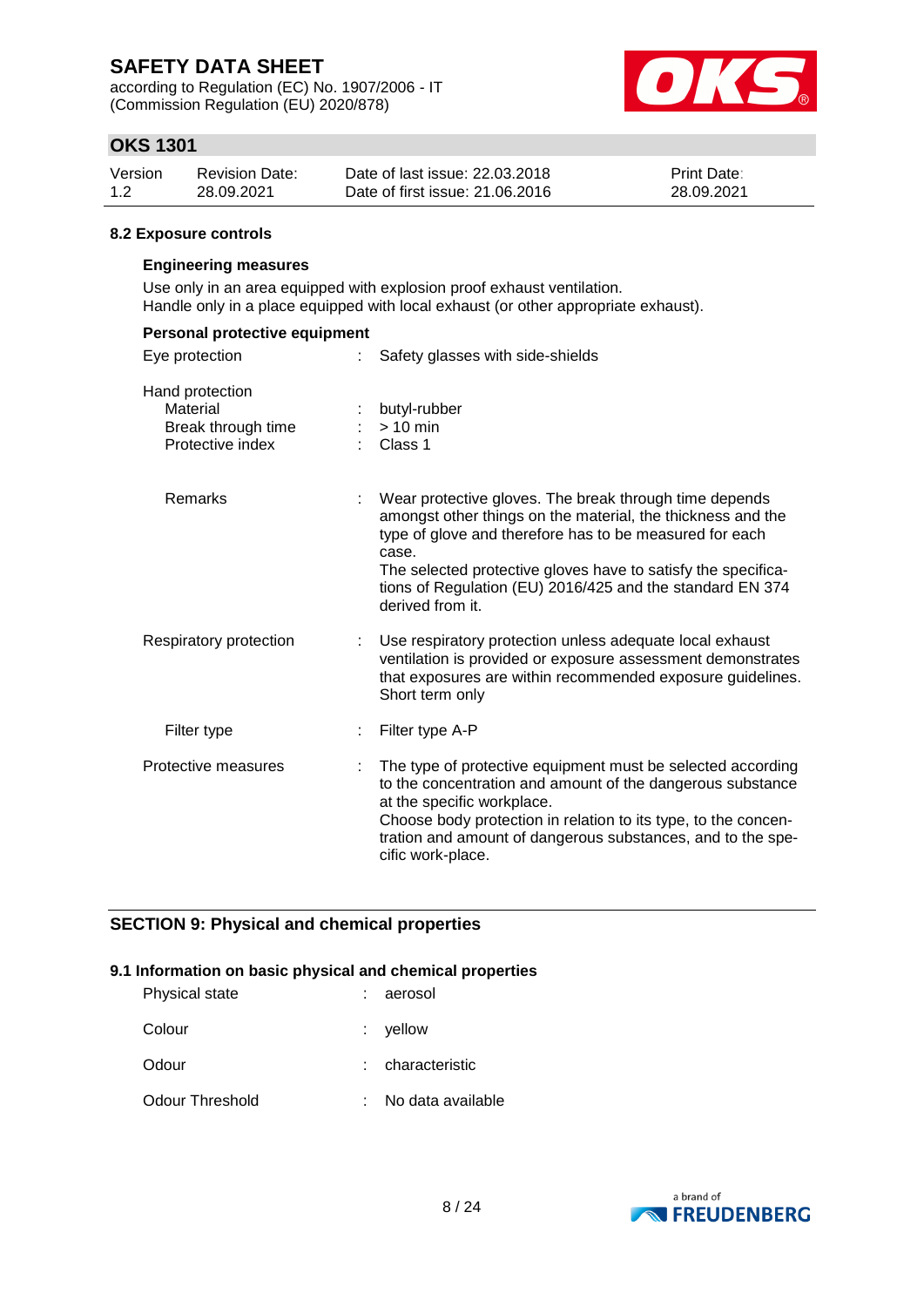### 8.2 Exposure controls

**Engineering measures**

Use only in an area equipped with explosion proof exhaust ventilation.
Handle only in a place equipped with local exhaust (or other appropriate exhaust).

**Personal protective equipment**

| | | |
|---|---|---|
| Eye protection | : | Safety glasses with side-shields |
| Hand protection | | |
| Material | : | butyl-rubber |
| Break through time | : | > 10 min |
| Protective index | : | Class 1 |
| Remarks | : | Wear protective gloves. The break through time depends amongst other things on the material, the thickness and the type of glove and therefore has to be measured for each case. The selected protective gloves have to satisfy the specifications of Regulation (EU) 2016/425 and the standard EN 374 derived from it. |
| Respiratory protection | : | Use respiratory protection unless adequate local exhaust ventilation is provided or exposure assessment demonstrates that exposures are within recommended exposure guidelines. Short term only |
| Filter type | : | Filter type A-P |
| Protective measures | : | The type of protective equipment must be selected according to the concentration and amount of the dangerous substance at the specific workplace. Choose body protection in relation to its type, to the concentration and amount of dangerous substances, and to the specific work-place. |

## SECTION 9: Physical and chemical properties

### 9.1 Information on basic physical and chemical properties

| | | |
|---|---|---|
| Physical state | : | aerosol |
| Colour | : | yellow |
| Odour | : | characteristic |
| Odour Threshold | : | No data available |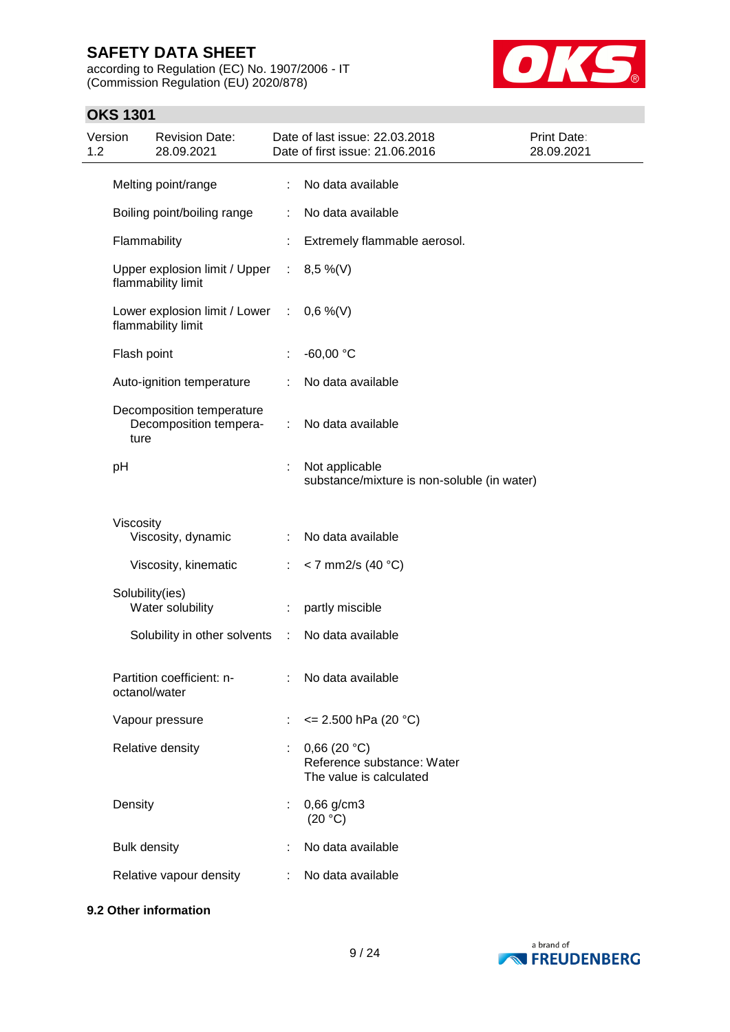| | | |
|---|---|---|
| Melting point/range | : | No data available |
| Boiling point/boiling range | : | No data available |
| Flammability | : | Extremely flammable aerosol. |
| Upper explosion limit / Upper flammability limit | : | 8,5 %(V) |
| Lower explosion limit / Lower flammability limit | : | 0,6 %(V) |
| Flash point | : | -60,00 °C |
| Auto-ignition temperature | : | No data available |
| Decomposition temperature<br>Decomposition temperature | : | No data available |
| pH | : | Not applicable<br>substance/mixture is non-soluble (in water) |
| Viscosity<br>Viscosity, dynamic | : | No data available |
| Viscosity, kinematic | : | < 7 mm2/s (40 °C) |
| Solubility(ies)<br>Water solubility | : | partly miscible |
| Solubility in other solvents | : | No data available |
| Partition coefficient: n-octanol/water | : | No data available |
| Vapour pressure | : | <= 2.500 hPa (20 °C) |
| Relative density | : | 0,66 (20 °C)<br>Reference substance: Water<br>The value is calculated |
| Density | : | 0,66 g/cm3<br>(20 °C) |
| Bulk density | : | No data available |
| Relative vapour density | : | No data available |

**9.2 Other information**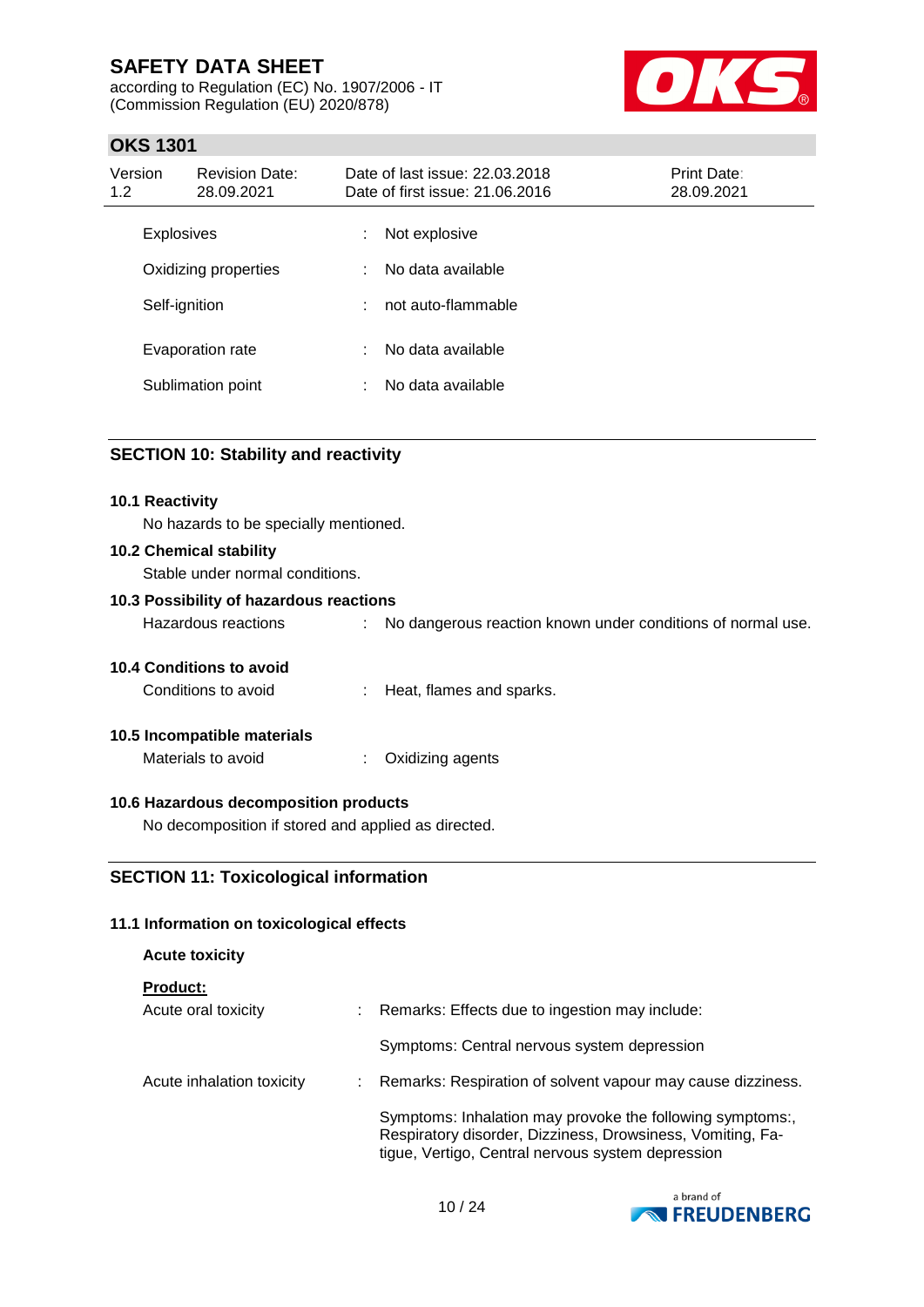| | | |
|---|---|---|
| Explosives | : | Not explosive |
| Oxidizing properties | : | No data available |
| Self-ignition | : | not auto-flammable |
| Evaporation rate | : | No data available |
| Sublimation point | : | No data available |

## SECTION 10: Stability and reactivity

### 10.1 Reactivity

No hazards to be specially mentioned.

### 10.2 Chemical stability

Stable under normal conditions.

### 10.3 Possibility of hazardous reactions

Hazardous reactions : No dangerous reaction known under conditions of normal use.

### 10.4 Conditions to avoid

Conditions to avoid : Heat, flames and sparks.

### 10.5 Incompatible materials

Materials to avoid : Oxidizing agents

### 10.6 Hazardous decomposition products

No decomposition if stored and applied as directed.

## SECTION 11: Toxicological information

### 11.1 Information on toxicological effects

**Acute toxicity**

**Product:**

| | | |
|---|---|---|
| Acute oral toxicity | : | Remarks: Effects due to ingestion may include:<br><br>Symptoms: Central nervous system depression |
| Acute inhalation toxicity | : | Remarks: Respiration of solvent vapour may cause dizziness.<br><br>Symptoms: Inhalation may provoke the following symptoms:, Respiratory disorder, Dizziness, Drowsiness, Vomiting, Fatigue, Vertigo, Central nervous system depression |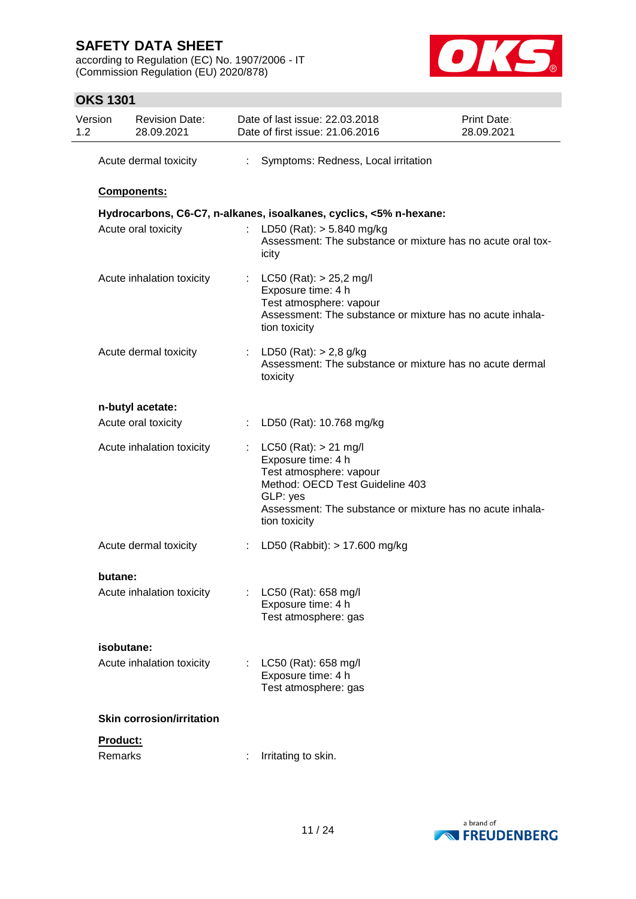Acute dermal toxicity : Symptoms: Redness, Local irritation

**Components:**

**Hydrocarbons, C6-C7, n-alkanes, isoalkanes, cyclics, <5% n-hexane:**

Acute oral toxicity : LD50 (Rat): > 5.840 mg/kg
Assessment: The substance or mixture has no acute oral toxicity

Acute inhalation toxicity : LC50 (Rat): > 25,2 mg/l
Exposure time: 4 h
Test atmosphere: vapour
Assessment: The substance or mixture has no acute inhalation toxicity

Acute dermal toxicity : LD50 (Rat): > 2,8 g/kg
Assessment: The substance or mixture has no acute dermal toxicity

**n-butyl acetate:**

Acute oral toxicity : LD50 (Rat): 10.768 mg/kg

Acute inhalation toxicity : LC50 (Rat): > 21 mg/l
Exposure time: 4 h
Test atmosphere: vapour
Method: OECD Test Guideline 403
GLP: yes
Assessment: The substance or mixture has no acute inhalation toxicity

Acute dermal toxicity : LD50 (Rabbit): > 17.600 mg/kg

**butane:**

Acute inhalation toxicity : LC50 (Rat): 658 mg/l
Exposure time: 4 h
Test atmosphere: gas

**isobutane:**

Acute inhalation toxicity : LC50 (Rat): 658 mg/l
Exposure time: 4 h
Test atmosphere: gas

**Skin corrosion/irritation**

**Product:**

Remarks : Irritating to skin.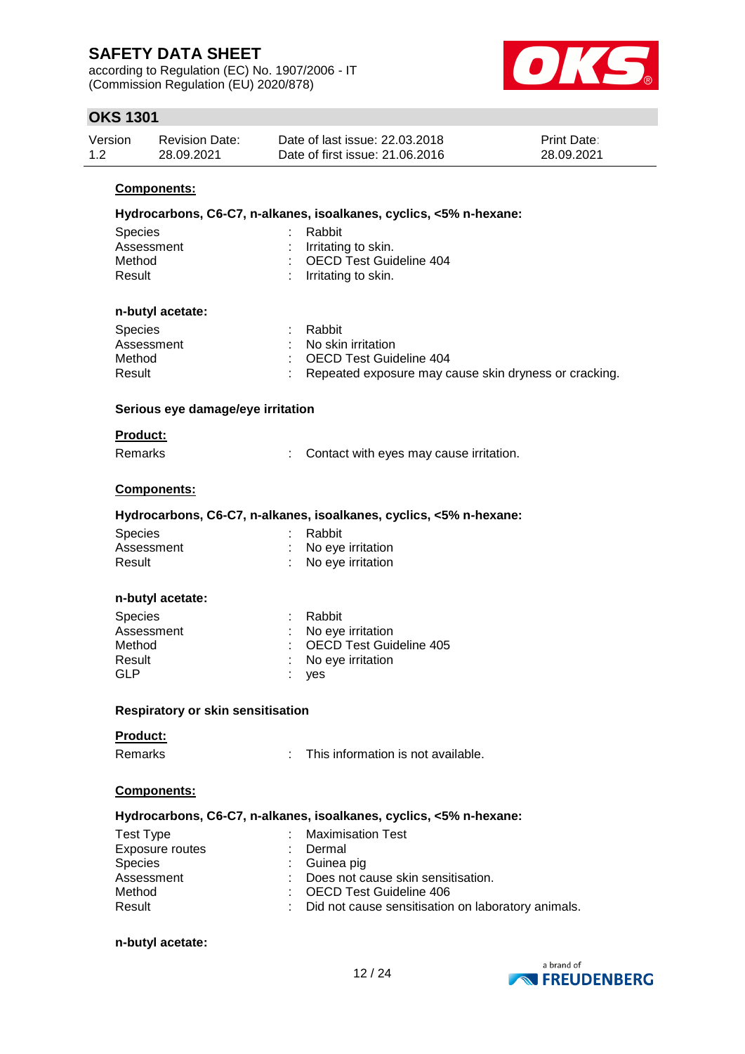**Components:**

**Hydrocarbons, C6-C7, n-alkanes, isoalkanes, cyclics, <5% n-hexane:**

| | | |
|---|---|---|
| Species | : | Rabbit |
| Assessment | : | Irritating to skin. |
| Method | : | OECD Test Guideline 404 |
| Result | : | Irritating to skin. |

**n-butyl acetate:**

| | | |
|---|---|---|
| Species | : | Rabbit |
| Assessment | : | No skin irritation |
| Method | : | OECD Test Guideline 404 |
| Result | : | Repeated exposure may cause skin dryness or cracking. |

### Serious eye damage/eye irritation

**Product:**

| | | |
|---|---|---|
| Remarks | : | Contact with eyes may cause irritation. |

**Components:**

**Hydrocarbons, C6-C7, n-alkanes, isoalkanes, cyclics, <5% n-hexane:**

| | | |
|---|---|---|
| Species | : | Rabbit |
| Assessment | : | No eye irritation |
| Result | : | No eye irritation |

**n-butyl acetate:**

| | | |
|---|---|---|
| Species | : | Rabbit |
| Assessment | : | No eye irritation |
| Method | : | OECD Test Guideline 405 |
| Result | : | No eye irritation |
| GLP | : | yes |

### Respiratory or skin sensitisation

**Product:**

| | | |
|---|---|---|
| Remarks | : | This information is not available. |

**Components:**

**Hydrocarbons, C6-C7, n-alkanes, isoalkanes, cyclics, <5% n-hexane:**

| | | |
|---|---|---|
| Test Type | : | Maximisation Test |
| Exposure routes | : | Dermal |
| Species | : | Guinea pig |
| Assessment | : | Does not cause skin sensitisation. |
| Method | : | OECD Test Guideline 406 |
| Result | : | Did not cause sensitisation on laboratory animals. |

**n-butyl acetate:**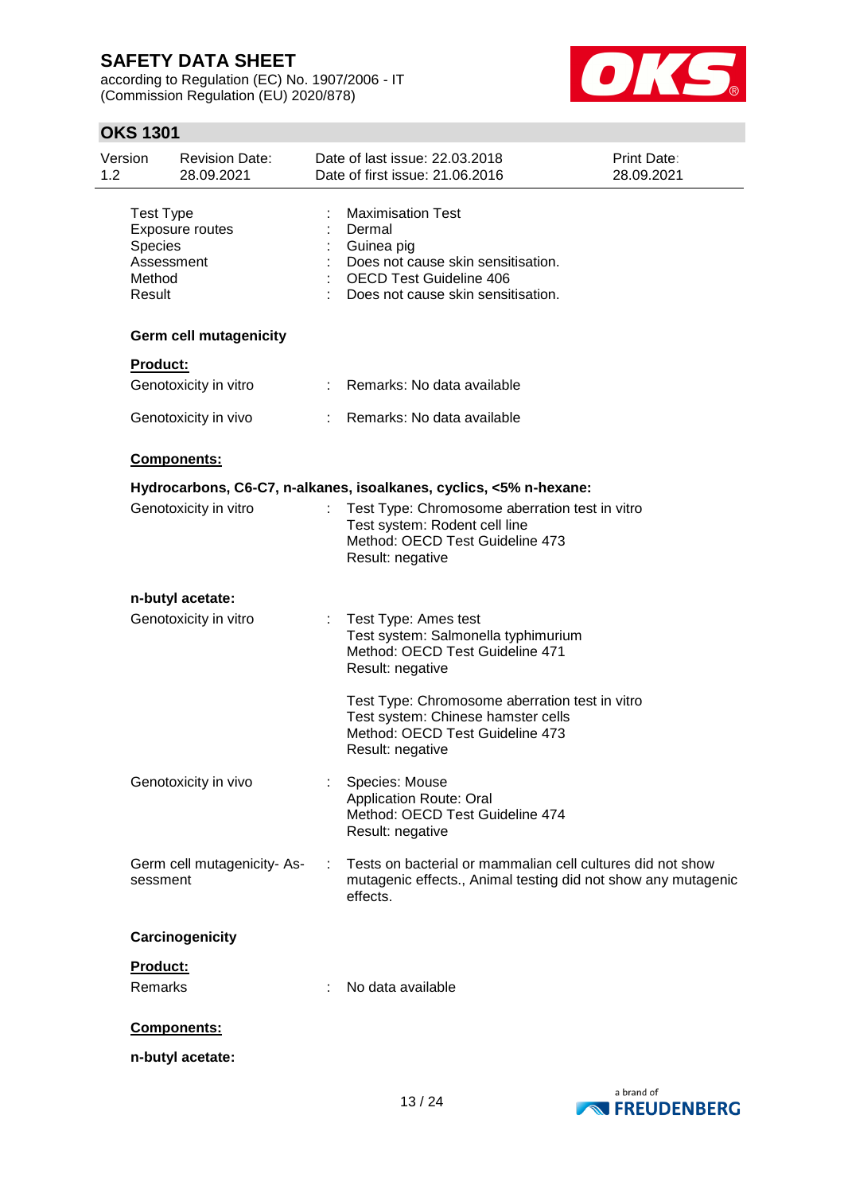| | | |
|---|---|---|
| Test Type | : | Maximisation Test |
| Exposure routes | : | Dermal |
| Species | : | Guinea pig |
| Assessment | : | Does not cause skin sensitisation. |
| Method | : | OECD Test Guideline 406 |
| Result | : | Does not cause skin sensitisation. |

**Germ cell mutagenicity**

**Product:**

Genotoxicity in vitro : Remarks: No data available

Genotoxicity in vivo : Remarks: No data available

**Components:**

**Hydrocarbons, C6-C7, n-alkanes, isoalkanes, cyclics, <5% n-hexane:**

Genotoxicity in vitro : Test Type: Chromosome aberration test in vitro
Test system: Rodent cell line
Method: OECD Test Guideline 473
Result: negative

**n-butyl acetate:**

Genotoxicity in vitro : Test Type: Ames test
Test system: Salmonella typhimurium
Method: OECD Test Guideline 471
Result: negative

Test Type: Chromosome aberration test in vitro
Test system: Chinese hamster cells
Method: OECD Test Guideline 473
Result: negative

Genotoxicity in vivo : Species: Mouse
Application Route: Oral
Method: OECD Test Guideline 474
Result: negative

Germ cell mutagenicity- Assessment : Tests on bacterial or mammalian cell cultures did not show mutagenic effects., Animal testing did not show any mutagenic effects.

**Carcinogenicity**

**Product:**

Remarks : No data available

**Components:**

**n-butyl acetate:**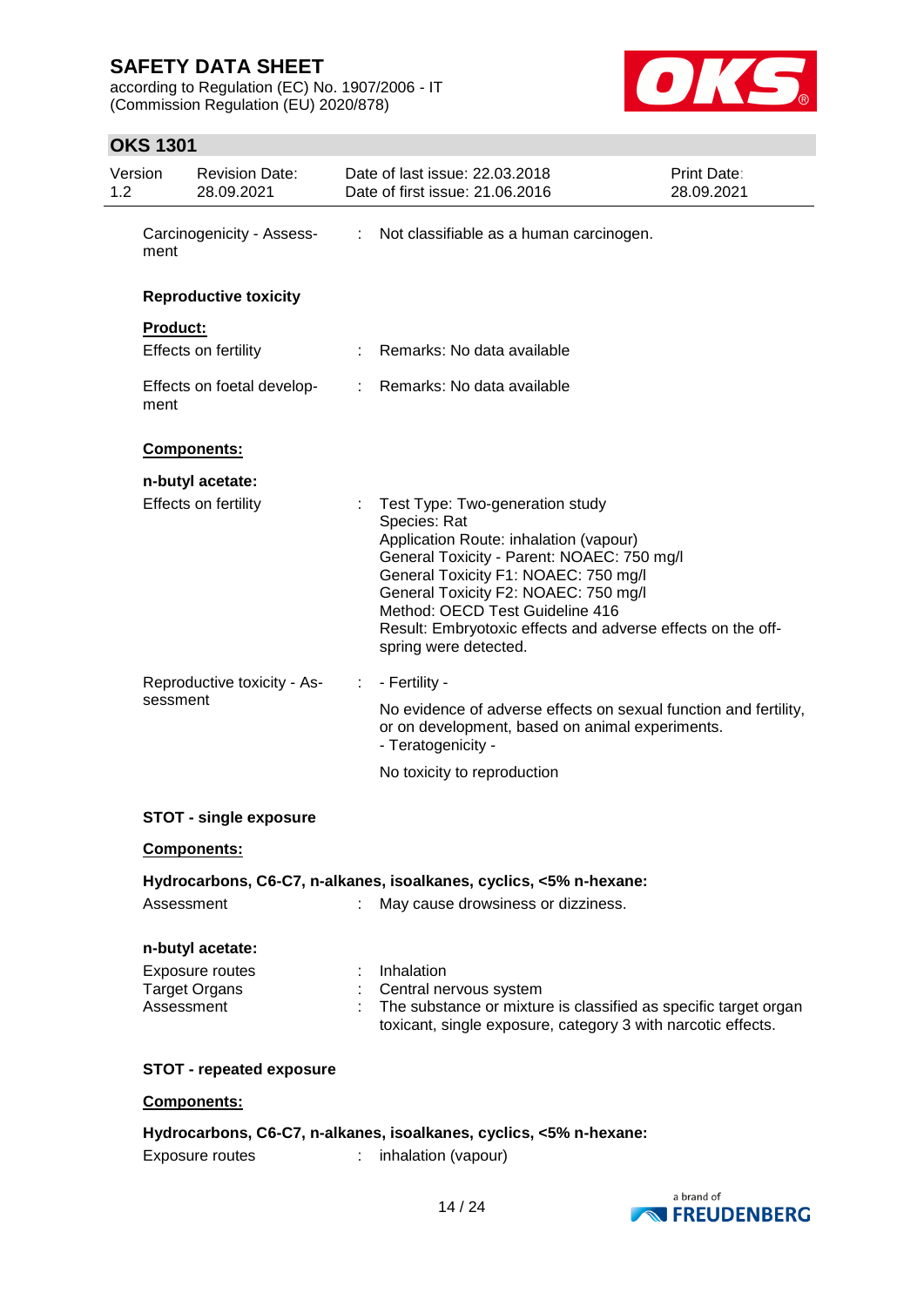| | | |
|---|---|---|
| Carcinogenicity - Assessment | : | Not classifiable as a human carcinogen. |

**Reproductive toxicity**

**Product:**

| | | |
|---|---|---|
| Effects on fertility | : | Remarks: No data available |
| Effects on foetal development | : | Remarks: No data available |

**Components:**

**n-butyl acetate:**

| | | |
|---|---|---|
| Effects on fertility | : | Test Type: Two-generation study<br>Species: Rat<br>Application Route: inhalation (vapour)<br>General Toxicity - Parent: NOAEC: 750 mg/l<br>General Toxicity F1: NOAEC: 750 mg/l<br>General Toxicity F2: NOAEC: 750 mg/l<br>Method: OECD Test Guideline 416<br>Result: Embryotoxic effects and adverse effects on the offspring were detected. |
| Reproductive toxicity - Assessment | : | - Fertility -<br>No evidence of adverse effects on sexual function and fertility, or on development, based on animal experiments.<br>- Teratogenicity -<br>No toxicity to reproduction |

**STOT - single exposure**

**Components:**

**Hydrocarbons, C6-C7, n-alkanes, isoalkanes, cyclics, <5% n-hexane:**

| | | |
|---|---|---|
| Assessment | : | May cause drowsiness or dizziness. |

**n-butyl acetate:**

| | | |
|---|---|---|
| Exposure routes | : | Inhalation |
| Target Organs | : | Central nervous system |
| Assessment | : | The substance or mixture is classified as specific target organ toxicant, single exposure, category 3 with narcotic effects. |

**STOT - repeated exposure**

**Components:**

**Hydrocarbons, C6-C7, n-alkanes, isoalkanes, cyclics, <5% n-hexane:**

| | | |
|---|---|---|
| Exposure routes | : | inhalation (vapour) |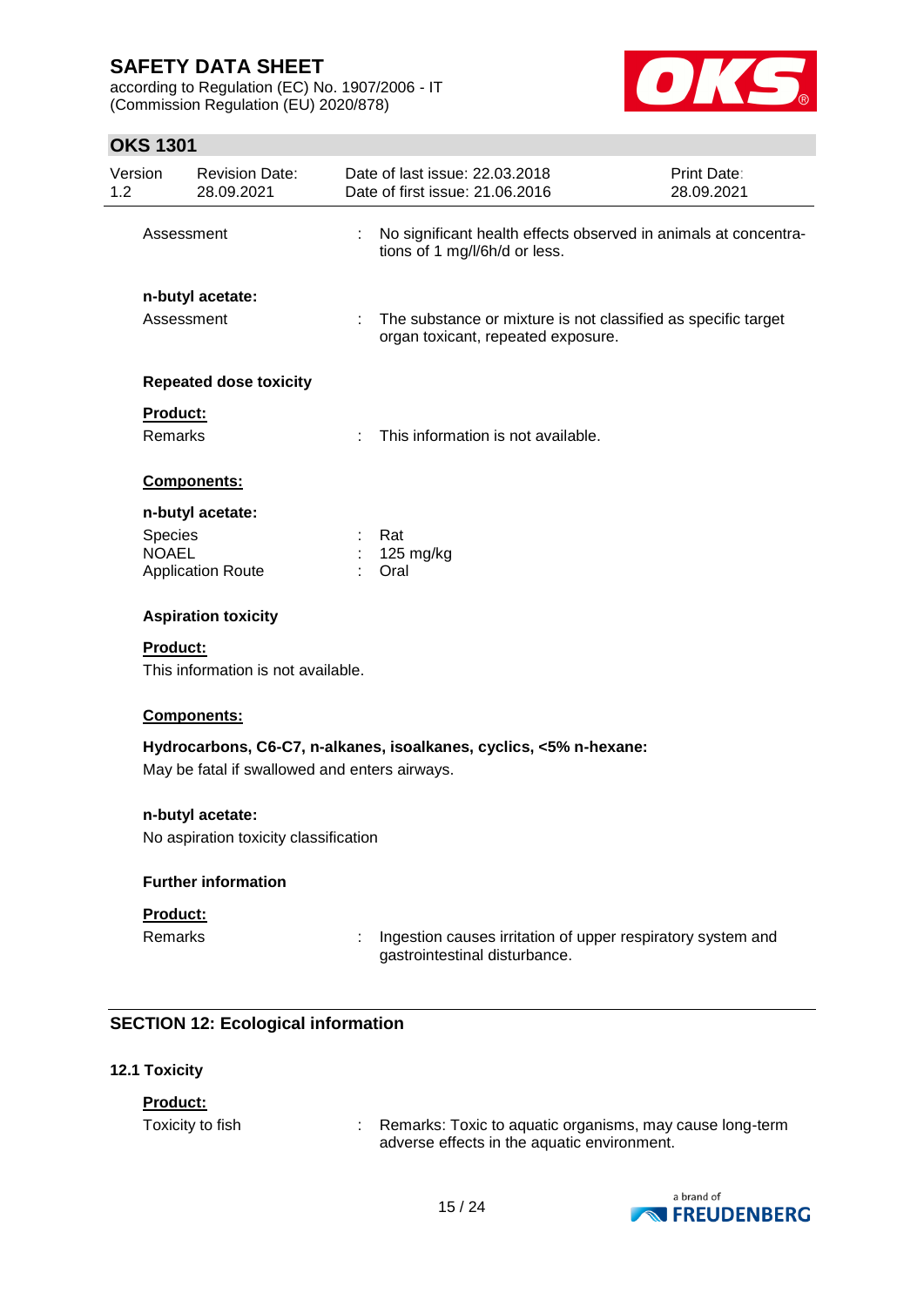| | | |
|---|---|---|
| Assessment | : | No significant health effects observed in animals at concentrations of 1 mg/l/6h/d or less. |

**n-butyl acetate:**

| | | |
|---|---|---|
| Assessment | : | The substance or mixture is not classified as specific target organ toxicant, repeated exposure. |

**Repeated dose toxicity**

**Product:**

| | | |
|---|---|---|
| Remarks | : | This information is not available. |

**Components:**

**n-butyl acetate:**

| | | |
|---|---|---|
| Species | : | Rat |
| NOAEL | : | 125 mg/kg |
| Application Route | : | Oral |

**Aspiration toxicity**

**Product:**

This information is not available.

**Components:**

**Hydrocarbons, C6-C7, n-alkanes, isoalkanes, cyclics, <5% n-hexane:**

May be fatal if swallowed and enters airways.

**n-butyl acetate:**

No aspiration toxicity classification

**Further information**

**Product:**

| | | |
|---|---|---|
| Remarks | : | Ingestion causes irritation of upper respiratory system and gastrointestinal disturbance. |

## SECTION 12: Ecological information

### 12.1 Toxicity

**Product:**

| | | |
|---|---|---|
| Toxicity to fish | : | Remarks: Toxic to aquatic organisms, may cause long-term adverse effects in the aquatic environment. |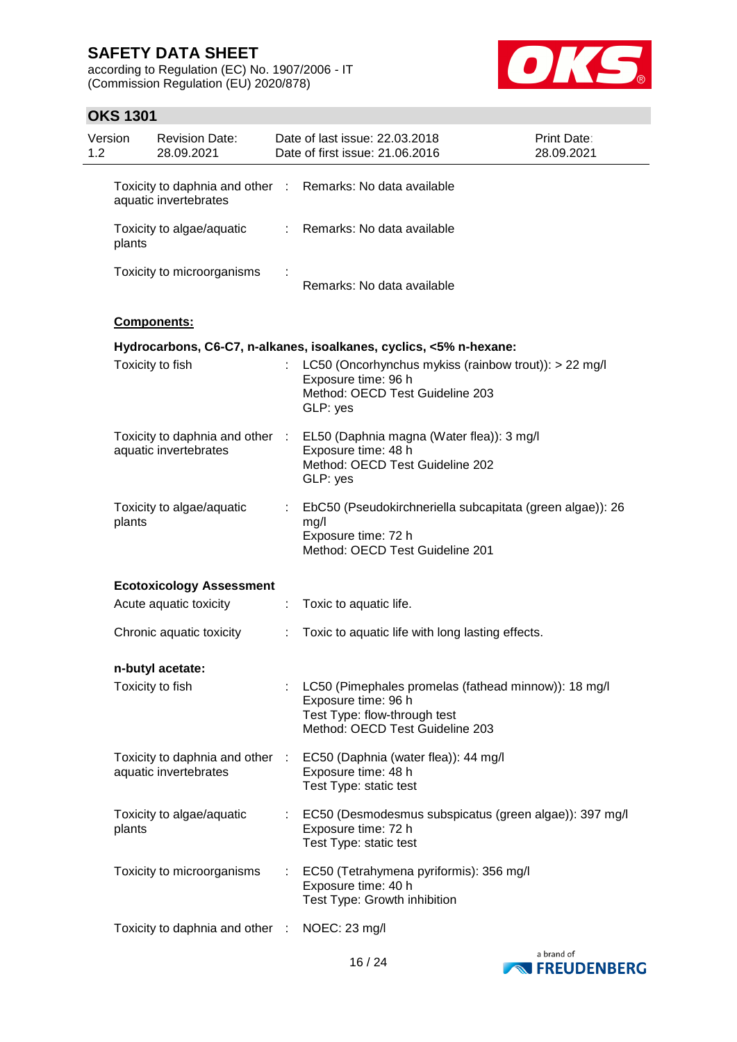| | | |
|---|---|---|
| Toxicity to daphnia and other aquatic invertebrates | : | Remarks: No data available |
| Toxicity to algae/aquatic plants | : | Remarks: No data available |
| Toxicity to microorganisms | : | Remarks: No data available |

**Components:**

**Hydrocarbons, C6-C7, n-alkanes, isoalkanes, cyclics, <5% n-hexane:**

| | | |
|---|---|---|
| Toxicity to fish | : | LC50 (Oncorhynchus mykiss (rainbow trout)): > 22 mg/l<br>Exposure time: 96 h<br>Method: OECD Test Guideline 203<br>GLP: yes |
| Toxicity to daphnia and other aquatic invertebrates | : | EL50 (Daphnia magna (Water flea)): 3 mg/l<br>Exposure time: 48 h<br>Method: OECD Test Guideline 202<br>GLP: yes |
| Toxicity to algae/aquatic plants | : | EbC50 (Pseudokirchneriella subcapitata (green algae)): 26 mg/l<br>Exposure time: 72 h<br>Method: OECD Test Guideline 201 |

**Ecotoxicology Assessment**

| | | |
|---|---|---|
| Acute aquatic toxicity | : | Toxic to aquatic life. |
| Chronic aquatic toxicity | : | Toxic to aquatic life with long lasting effects. |

**n-butyl acetate:**

| | | |
|---|---|---|
| Toxicity to fish | : | LC50 (Pimephales promelas (fathead minnow)): 18 mg/l<br>Exposure time: 96 h<br>Test Type: flow-through test<br>Method: OECD Test Guideline 203 |
| Toxicity to daphnia and other aquatic invertebrates | : | EC50 (Daphnia (water flea)): 44 mg/l<br>Exposure time: 48 h<br>Test Type: static test |
| Toxicity to algae/aquatic plants | : | EC50 (Desmodesmus subspicatus (green algae)): 397 mg/l<br>Exposure time: 72 h<br>Test Type: static test |
| Toxicity to microorganisms | : | EC50 (Tetrahymena pyriformis): 356 mg/l<br>Exposure time: 40 h<br>Test Type: Growth inhibition |
| Toxicity to daphnia and other | : | NOEC: 23 mg/l |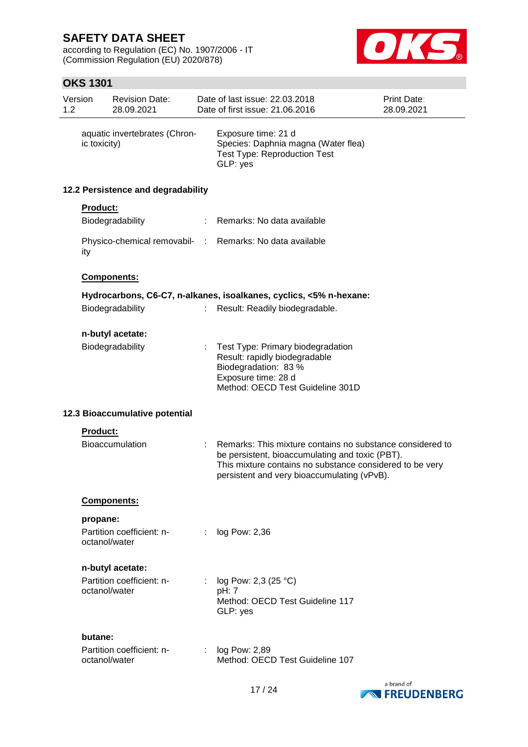aquatic invertebrates (Chronic toxicity) : Exposure time: 21 d
Species: Daphnia magna (Water flea)
Test Type: Reproduction Test
GLP: yes

### 12.2 Persistence and degradability

**Product:**

Biodegradability : Remarks: No data available

Physico-chemical removability : Remarks: No data available

**Components:**

**Hydrocarbons, C6-C7, n-alkanes, isoalkanes, cyclics, <5% n-hexane:**

Biodegradability : Result: Readily biodegradable.

**n-butyl acetate:**

Biodegradability : Test Type: Primary biodegradation
Result: rapidly biodegradable
Biodegradation: 83 %
Exposure time: 28 d
Method: OECD Test Guideline 301D

### 12.3 Bioaccumulative potential

**Product:**

Bioaccumulation : Remarks: This mixture contains no substance considered to be persistent, bioaccumulating and toxic (PBT).
This mixture contains no substance considered to be very persistent and very bioaccumulating (vPvB).

**Components:**

**propane:**

Partition coefficient: n-octanol/water : log Pow: 2,36

**n-butyl acetate:**

Partition coefficient: n-octanol/water : log Pow: 2,3 (25 °C)
pH: 7
Method: OECD Test Guideline 117
GLP: yes

**butane:**

Partition coefficient: n-octanol/water : log Pow: 2,89
Method: OECD Test Guideline 107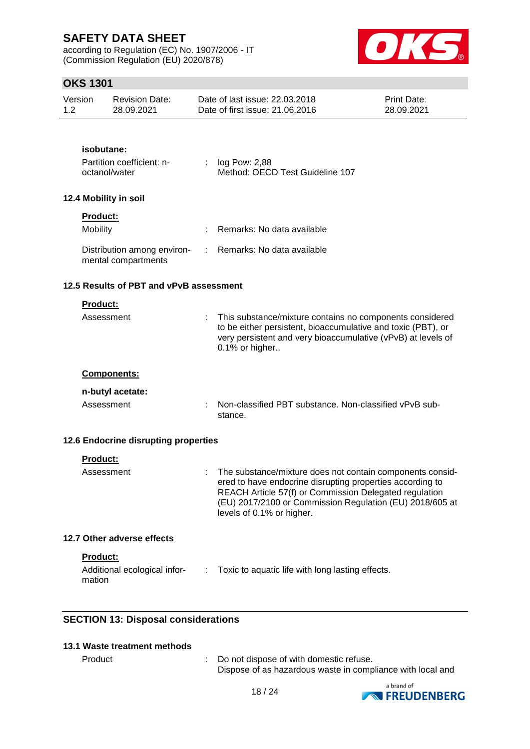**isobutane:**

| | | |
|---|---|---|
| Partition coefficient: n-octanol/water | : | log Pow: 2,88<br>Method: OECD Test Guideline 107 |

### 12.4 Mobility in soil

**Product:**

| | | |
|---|---|---|
| Mobility | : | Remarks: No data available |
| Distribution among environmental compartments | : | Remarks: No data available |

### 12.5 Results of PBT and vPvB assessment

**Product:**

| | | |
|---|---|---|
| Assessment | : | This substance/mixture contains no components considered to be either persistent, bioaccumulative and toxic (PBT), or very persistent and very bioaccumulative (vPvB) at levels of 0.1% or higher.. |

**Components:**

**n-butyl acetate:**

| | | |
|---|---|---|
| Assessment | : | Non-classified PBT substance. Non-classified vPvB substance. |

### 12.6 Endocrine disrupting properties

**Product:**

| | | |
|---|---|---|
| Assessment | : | The substance/mixture does not contain components considered to have endocrine disrupting properties according to REACH Article 57(f) or Commission Delegated regulation (EU) 2017/2100 or Commission Regulation (EU) 2018/605 at levels of 0.1% or higher. |

### 12.7 Other adverse effects

**Product:**

| | | |
|---|---|---|
| Additional ecological information | : | Toxic to aquatic life with long lasting effects. |

## SECTION 13: Disposal considerations

### 13.1 Waste treatment methods

| | | |
|---|---|---|
| Product | : | Do not dispose of with domestic refuse.<br>Dispose of as hazardous waste in compliance with local and |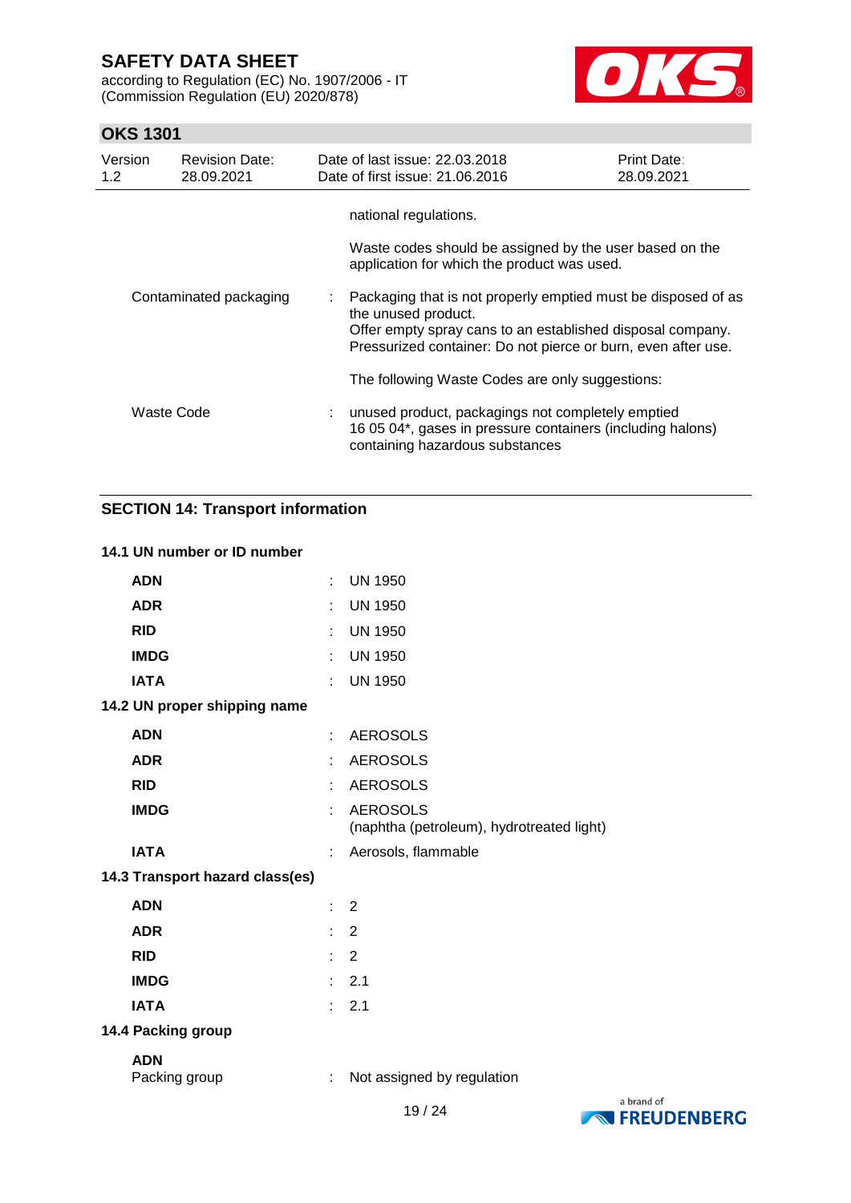| | | |
|---|---|---|
| | | national regulations. |
| | | Waste codes should be assigned by the user based on the application for which the product was used. |
| Contaminated packaging | : | Packaging that is not properly emptied must be disposed of as the unused product.<br>Offer empty spray cans to an established disposal company.<br>Pressurized container: Do not pierce or burn, even after use. |
| | | The following Waste Codes are only suggestions: |
| Waste Code | : | unused product, packagings not completely emptied<br>16 05 04*, gases in pressure containers (including halons) containing hazardous substances |

## SECTION 14: Transport information

### 14.1 UN number or ID number

| | | |
|---|---|---|
| **ADN** | : | UN 1950 |
| **ADR** | : | UN 1950 |
| **RID** | : | UN 1950 |
| **IMDG** | : | UN 1950 |
| **IATA** | : | UN 1950 |

### 14.2 UN proper shipping name

| | | |
|---|---|---|
| **ADN** | : | AEROSOLS |
| **ADR** | : | AEROSOLS |
| **RID** | : | AEROSOLS |
| **IMDG** | : | AEROSOLS<br>(naphtha (petroleum), hydrotreated light) |
| **IATA** | : | Aerosols, flammable |

### 14.3 Transport hazard class(es)

| | | |
|---|---|---|
| **ADN** | : | 2 |
| **ADR** | : | 2 |
| **RID** | : | 2 |
| **IMDG** | : | 2.1 |
| **IATA** | : | 2.1 |

### 14.4 Packing group

**ADN**

| | | |
|---|---|---|
| Packing group | : | Not assigned by regulation |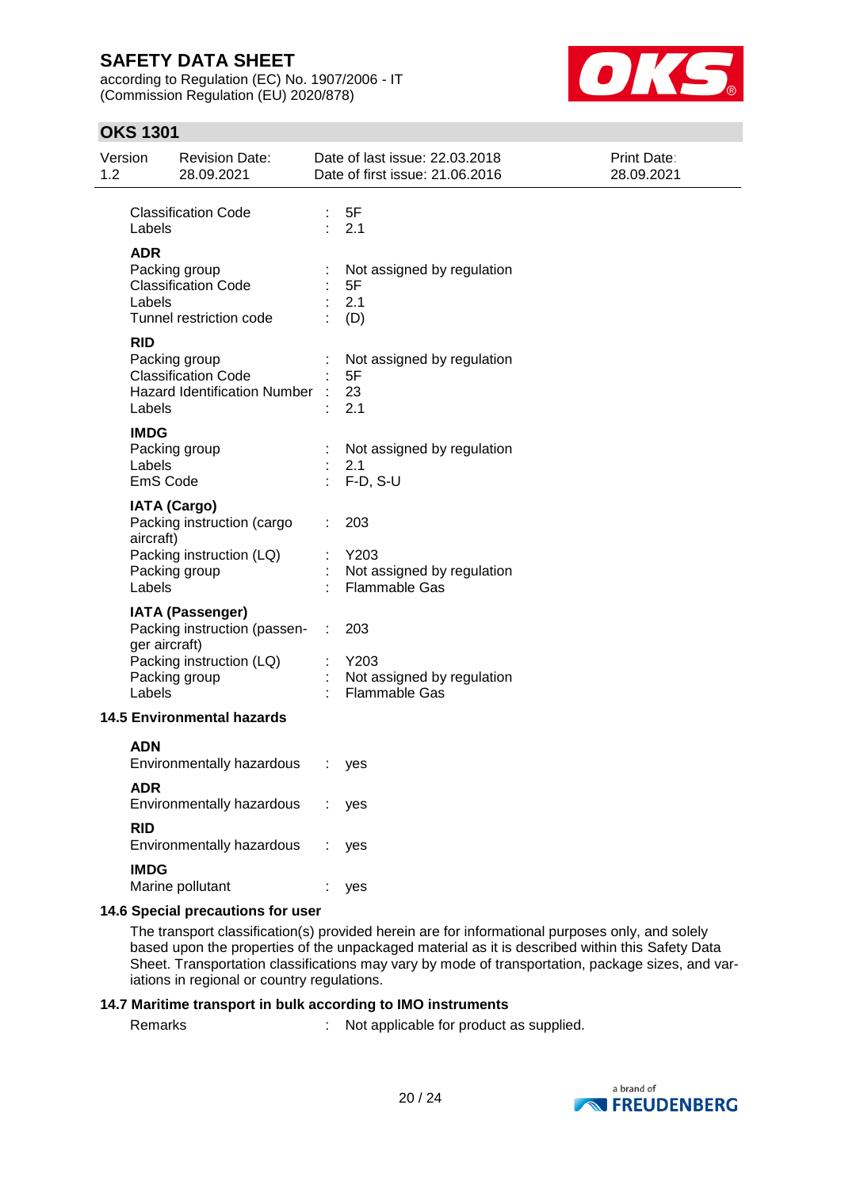| | | |
|---|---|---|
| Classification Code | : | 5F |
| Labels | : | 2.1 |

**ADR**

| | | |
|---|---|---|
| Packing group | : | Not assigned by regulation |
| Classification Code | : | 5F |
| Labels | : | 2.1 |
| Tunnel restriction code | : | (D) |

**RID**

| | | |
|---|---|---|
| Packing group | : | Not assigned by regulation |
| Classification Code | : | 5F |
| Hazard Identification Number | : | 23 |
| Labels | : | 2.1 |

**IMDG**

| | | |
|---|---|---|
| Packing group | : | Not assigned by regulation |
| Labels | : | 2.1 |
| EmS Code | : | F-D, S-U |

**IATA (Cargo)**

| | | |
|---|---|---|
| Packing instruction (cargo aircraft) | : | 203 |
| Packing instruction (LQ) | : | Y203 |
| Packing group | : | Not assigned by regulation |
| Labels | : | Flammable Gas |

**IATA (Passenger)**

| | | |
|---|---|---|
| Packing instruction (passenger aircraft) | : | 203 |
| Packing instruction (LQ) | : | Y203 |
| Packing group | : | Not assigned by regulation |
| Labels | : | Flammable Gas |

### 14.5 Environmental hazards

**ADN**

| | | |
|---|---|---|
| Environmentally hazardous | : | yes |

**ADR**

| | | |
|---|---|---|
| Environmentally hazardous | : | yes |

**RID**

| | | |
|---|---|---|
| Environmentally hazardous | : | yes |

**IMDG**

| | | |
|---|---|---|
| Marine pollutant | : | yes |

### 14.6 Special precautions for user

The transport classification(s) provided herein are for informational purposes only, and solely based upon the properties of the unpackaged material as it is described within this Safety Data Sheet. Transportation classifications may vary by mode of transportation, package sizes, and variations in regional or country regulations.

### 14.7 Maritime transport in bulk according to IMO instruments

| | | |
|---|---|---|
| Remarks | : | Not applicable for product as supplied. |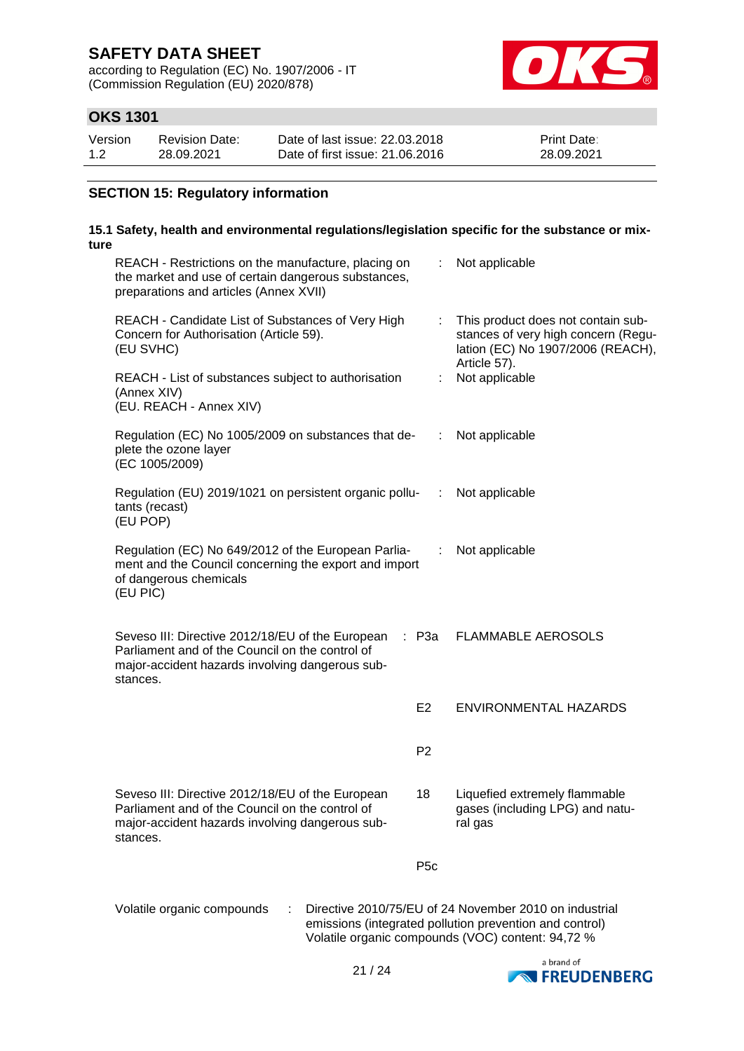## SECTION 15: Regulatory information

### 15.1 Safety, health and environmental regulations/legislation specific for the substance or mixture

| | | |
|---|---|---|
| REACH - Restrictions on the manufacture, placing on the market and use of certain dangerous substances, preparations and articles (Annex XVII) | : | Not applicable |
| REACH - Candidate List of Substances of Very High Concern for Authorisation (Article 59). (EU SVHC) | : | This product does not contain substances of very high concern (Regulation (EC) No 1907/2006 (REACH), Article 57). |
| REACH - List of substances subject to authorisation (Annex XIV) (EU. REACH - Annex XIV) | : | Not applicable |
| Regulation (EC) No 1005/2009 on substances that deplete the ozone layer (EC 1005/2009) | : | Not applicable |
| Regulation (EU) 2019/1021 on persistent organic pollutants (recast) (EU POP) | : | Not applicable |
| Regulation (EC) No 649/2012 of the European Parliament and the Council concerning the export and import of dangerous chemicals (EU PIC) | : | Not applicable |

| | | |
|---|---|---|
| Seveso III: Directive 2012/18/EU of the European Parliament and of the Council on the control of major-accident hazards involving dangerous substances. | : P3a | FLAMMABLE AEROSOLS |
| | E2 | ENVIRONMENTAL HAZARDS |
| | P2 | |
| Seveso III: Directive 2012/18/EU of the European Parliament and of the Council on the control of major-accident hazards involving dangerous substances. | 18 | Liquefied extremely flammable gases (including LPG) and natural gas |
| | P5c | |

Volatile organic compounds : Directive 2010/75/EU of 24 November 2010 on industrial emissions (integrated pollution prevention and control)
Volatile organic compounds (VOC) content: 94,72 %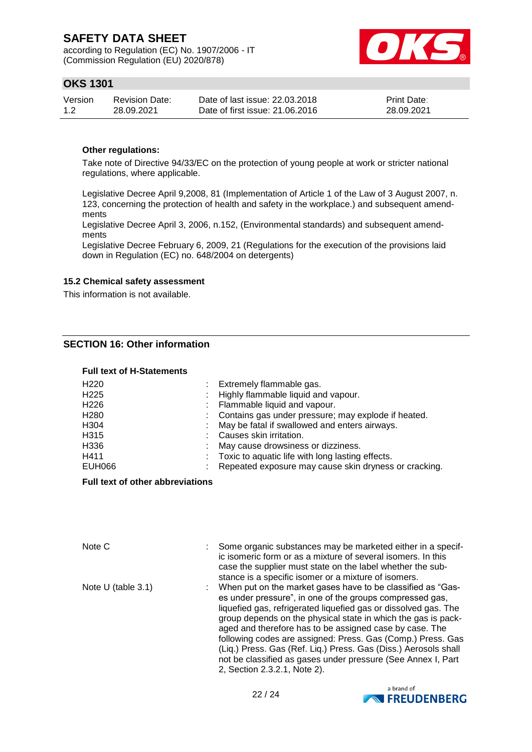**Other regulations:**

Take note of Directive 94/33/EC on the protection of young people at work or stricter national regulations, where applicable.

Legislative Decree April 9,2008, 81 (Implementation of Article 1 of the Law of 3 August 2007, n. 123, concerning the protection of health and safety in the workplace.) and subsequent amendments
Legislative Decree April 3, 2006, n.152, (Environmental standards) and subsequent amendments
Legislative Decree February 6, 2009, 21 (Regulations for the execution of the provisions laid down in Regulation (EC) no. 648/2004 on detergents)

### 15.2 Chemical safety assessment

This information is not available.

## SECTION 16: Other information

**Full text of H-Statements**

| | |
|---|---|
| H220 | : Extremely flammable gas. |
| H225 | : Highly flammable liquid and vapour. |
| H226 | : Flammable liquid and vapour. |
| H280 | : Contains gas under pressure; may explode if heated. |
| H304 | : May be fatal if swallowed and enters airways. |
| H315 | : Causes skin irritation. |
| H336 | : May cause drowsiness or dizziness. |
| H411 | : Toxic to aquatic life with long lasting effects. |
| EUH066 | : Repeated exposure may cause skin dryness or cracking. |

**Full text of other abbreviations**

| | |
|---|---|
| Note C | : Some organic substances may be marketed either in a specific isomeric form or as a mixture of several isomers. In this case the supplier must state on the label whether the substance is a specific isomer or a mixture of isomers. |
| Note U (table 3.1) | : When put on the market gases have to be classified as "Gases under pressure", in one of the groups compressed gas, liquefied gas, refrigerated liquefied gas or dissolved gas. The group depends on the physical state in which the gas is packaged and therefore has to be assigned case by case. The following codes are assigned: Press. Gas (Comp.) Press. Gas (Liq.) Press. Gas (Ref. Liq.) Press. Gas (Diss.) Aerosols shall not be classified as gases under pressure (See Annex I, Part 2, Section 2.3.2.1, Note 2). |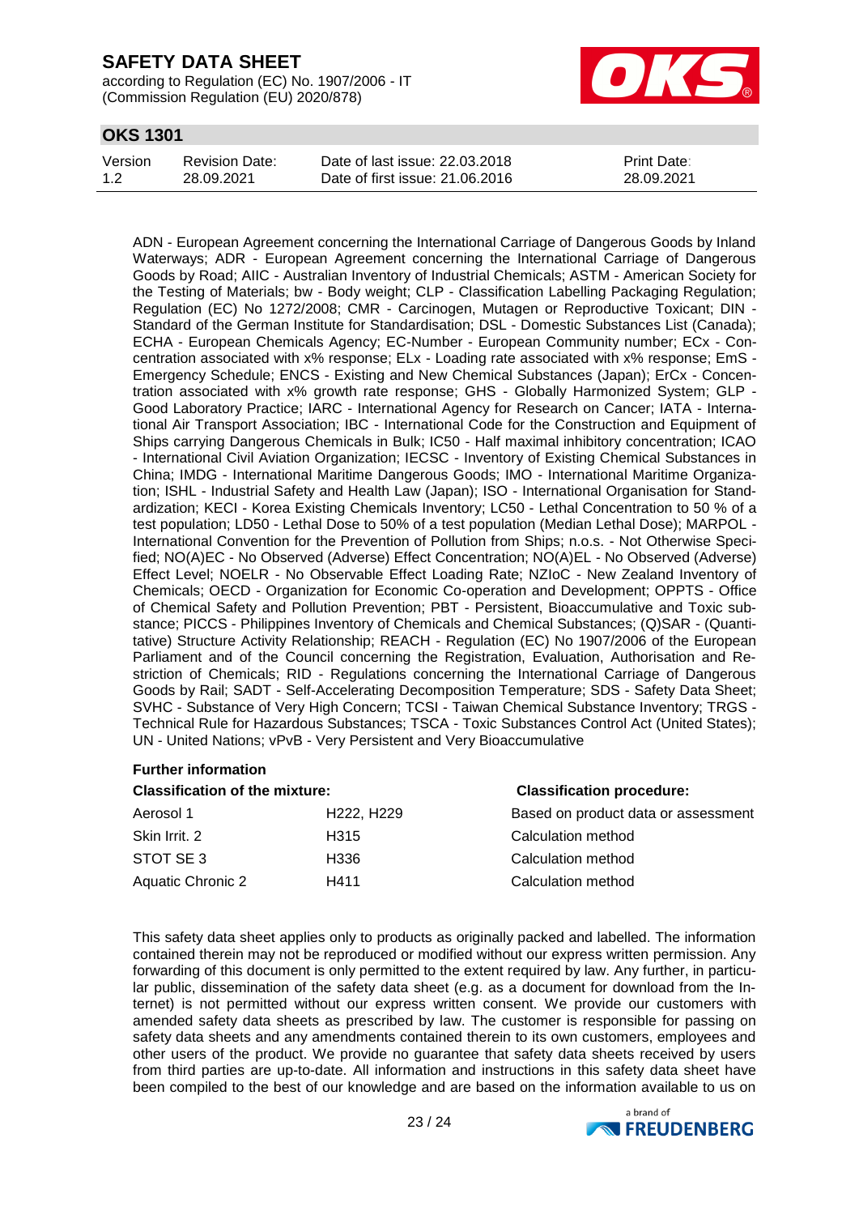ADN - European Agreement concerning the International Carriage of Dangerous Goods by Inland Waterways; ADR - European Agreement concerning the International Carriage of Dangerous Goods by Road; AIIC - Australian Inventory of Industrial Chemicals; ASTM - American Society for the Testing of Materials; bw - Body weight; CLP - Classification Labelling Packaging Regulation; Regulation (EC) No 1272/2008; CMR - Carcinogen, Mutagen or Reproductive Toxicant; DIN - Standard of the German Institute for Standardisation; DSL - Domestic Substances List (Canada); ECHA - European Chemicals Agency; EC-Number - European Community number; ECx - Concentration associated with x% response; ELx - Loading rate associated with x% response; EmS - Emergency Schedule; ENCS - Existing and New Chemical Substances (Japan); ErCx - Concentration associated with x% growth rate response; GHS - Globally Harmonized System; GLP - Good Laboratory Practice; IARC - International Agency for Research on Cancer; IATA - International Air Transport Association; IBC - International Code for the Construction and Equipment of Ships carrying Dangerous Chemicals in Bulk; IC50 - Half maximal inhibitory concentration; ICAO - International Civil Aviation Organization; IECSC - Inventory of Existing Chemical Substances in China; IMDG - International Maritime Dangerous Goods; IMO - International Maritime Organization; ISHL - Industrial Safety and Health Law (Japan); ISO - International Organisation for Standardization; KECI - Korea Existing Chemicals Inventory; LC50 - Lethal Concentration to 50 % of a test population; LD50 - Lethal Dose to 50% of a test population (Median Lethal Dose); MARPOL - International Convention for the Prevention of Pollution from Ships; n.o.s. - Not Otherwise Specified; NO(A)EC - No Observed (Adverse) Effect Concentration; NO(A)EL - No Observed (Adverse) Effect Level; NOELR - No Observable Effect Loading Rate; NZIoC - New Zealand Inventory of Chemicals; OECD - Organization for Economic Co-operation and Development; OPPTS - Office of Chemical Safety and Pollution Prevention; PBT - Persistent, Bioaccumulative and Toxic substance; PICCS - Philippines Inventory of Chemicals and Chemical Substances; (Q)SAR - (Quantitative) Structure Activity Relationship; REACH - Regulation (EC) No 1907/2006 of the European Parliament and of the Council concerning the Registration, Evaluation, Authorisation and Restriction of Chemicals; RID - Regulations concerning the International Carriage of Dangerous Goods by Rail; SADT - Self-Accelerating Decomposition Temperature; SDS - Safety Data Sheet; SVHC - Substance of Very High Concern; TCSI - Taiwan Chemical Substance Inventory; TRGS - Technical Rule for Hazardous Substances; TSCA - Toxic Substances Control Act (United States); UN - United Nations; vPvB - Very Persistent and Very Bioaccumulative

**Further information**

| **Classification of the mixture:** | | **Classification procedure:** |
|---|---|---|
| Aerosol 1 | H222, H229 | Based on product data or assessment |
| Skin Irrit. 2 | H315 | Calculation method |
| STOT SE 3 | H336 | Calculation method |
| Aquatic Chronic 2 | H411 | Calculation method |

This safety data sheet applies only to products as originally packed and labelled. The information contained therein may not be reproduced or modified without our express written permission. Any forwarding of this document is only permitted to the extent required by law. Any further, in particular public, dissemination of the safety data sheet (e.g. as a document for download from the Internet) is not permitted without our express written consent. We provide our customers with amended safety data sheets as prescribed by law. The customer is responsible for passing on safety data sheets and any amendments contained therein to its own customers, employees and other users of the product. We provide no guarantee that safety data sheets received by users from third parties are up-to-date. All information and instructions in this safety data sheet have been compiled to the best of our knowledge and are based on the information available to us on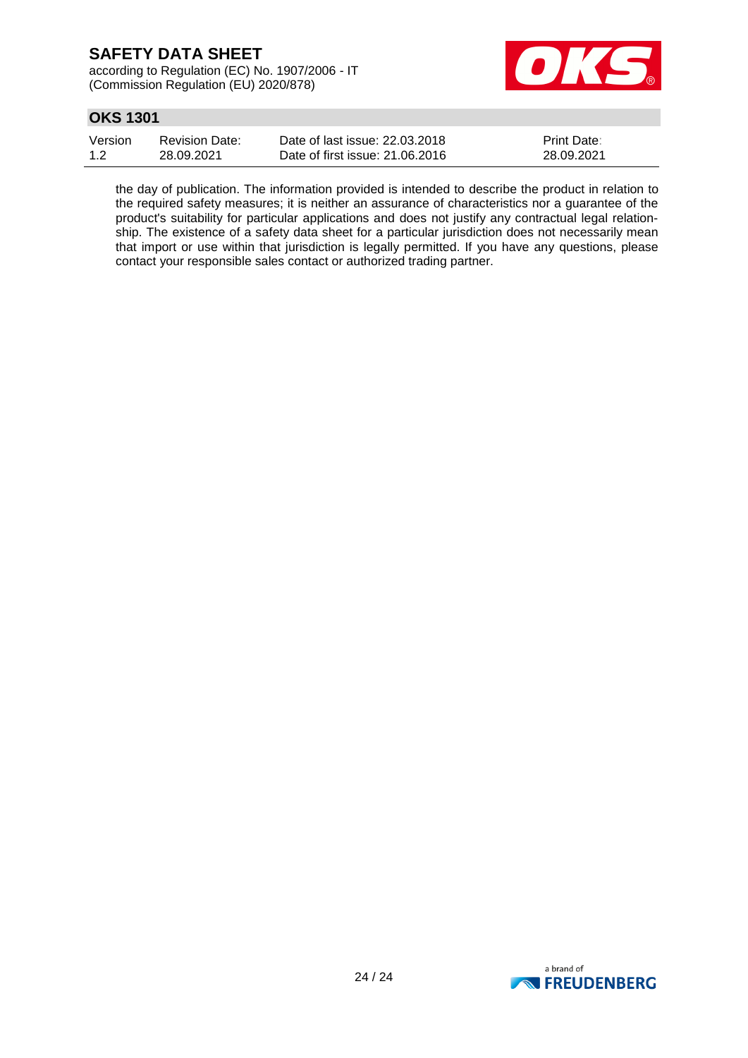the day of publication. The information provided is intended to describe the product in relation to the required safety measures; it is neither an assurance of characteristics nor a guarantee of the product's suitability for particular applications and does not justify any contractual legal relationship. The existence of a safety data sheet for a particular jurisdiction does not necessarily mean that import or use within that jurisdiction is legally permitted. If you have any questions, please contact your responsible sales contact or authorized trading partner.